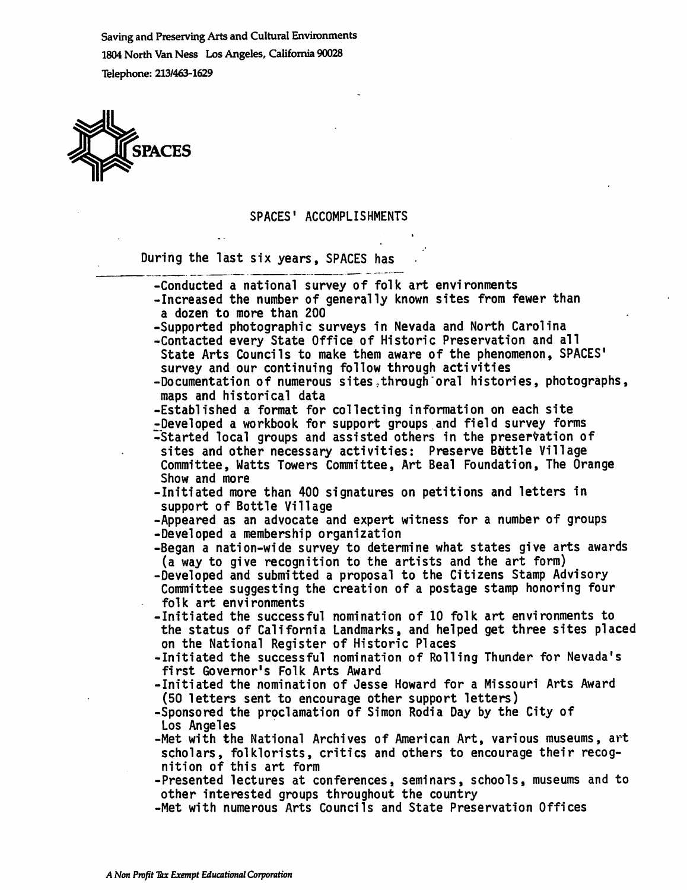Saving and Preserving Arts and Cultural Environments
1804 North Van Ness Los Angeles, California 90028
Telephone: 213/463-1629

SPACES

## SPACES' ACCOMPLISHMENTS

During the last six years, SPACES has

- Conducted a national survey of folk art environments
- Increased the number of generally known sites from fewer than a dozen to more than 200
- Supported photographic surveys in Nevada and North Carolina
- Contacted every State Office of Historic Preservation and all State Arts Councils to make them aware of the phenomenon, SPACES' survey and our continuing follow through activities
- Documentation of numerous sites through oral histories, photographs, maps and historical data
- Established a format for collecting information on each site
- Developed a workbook for support groups and field survey forms
- Started local groups and assisted others in the preservation of sites and other necessary activities: Preserve Bottle Village Committee, Watts Towers Committee, Art Beal Foundation, The Orange Show and more
- Initiated more than 400 signatures on petitions and letters in support of Bottle Village
- Appeared as an advocate and expert witness for a number of groups
- Developed a membership organization
- Began a nation-wide survey to determine what states give arts awards (a way to give recognition to the artists and the art form)
- Developed and submitted a proposal to the Citizens Stamp Advisory Committee suggesting the creation of a postage stamp honoring four folk art environments
- Initiated the successful nomination of 10 folk art environments to the status of California Landmarks, and helped get three sites placed on the National Register of Historic Places
- Initiated the successful nomination of Rolling Thunder for Nevada's first Governor's Folk Arts Award
- Initiated the nomination of Jesse Howard for a Missouri Arts Award (50 letters sent to encourage other support letters)
- Sponsored the proclamation of Simon Rodia Day by the City of Los Angeles
- Met with the National Archives of American Art, various museums, art scholars, folklorists, critics and others to encourage their recognition of this art form
- Presented lectures at conferences, seminars, schools, museums and to other interested groups throughout the country
- Met with numerous Arts Councils and State Preservation Offices

*A Non Profit Tax Exempt Educational Corporation*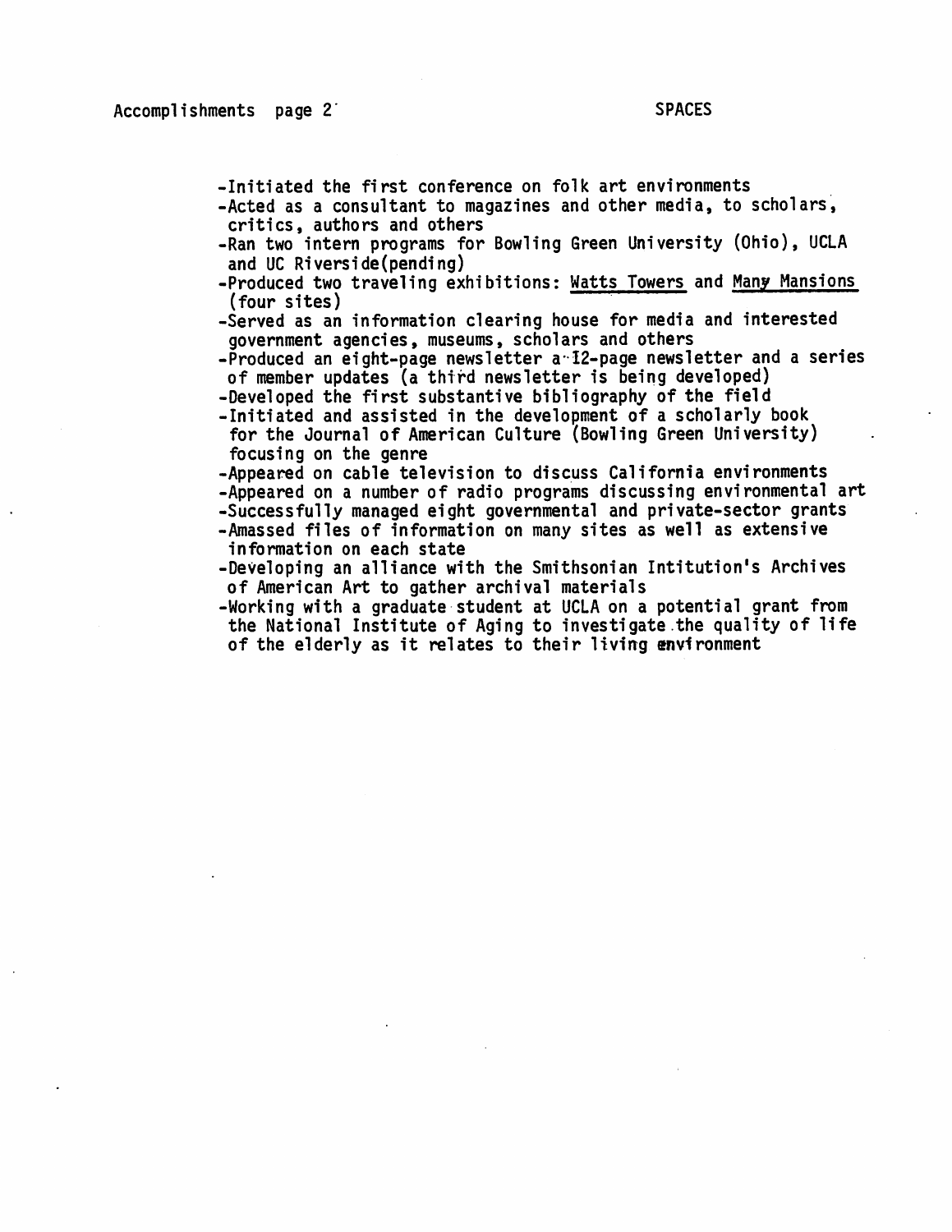-Initiated the first conference on folk art environments
-Acted as a consultant to magazines and other media, to scholars, critics, authors and others
-Ran two intern programs for Bowling Green University (Ohio), UCLA and UC Riverside(pending)
-Produced two traveling exhibitions: Watts Towers and Many Mansions (four sites)
-Served as an information clearing house for media and interested government agencies, museums, scholars and others
-Produced an eight-page newsletter a 12-page newsletter and a series of member updates (a third newsletter is being developed)
-Developed the first substantive bibliography of the field
-Initiated and assisted in the development of a scholarly book for the Journal of American Culture (Bowling Green University) focusing on the genre
-Appeared on cable television to discuss California environments
-Appeared on a number of radio programs discussing environmental art
-Successfully managed eight governmental and private-sector grants
-Amassed files of information on many sites as well as extensive information on each state
-Developing an alliance with the Smithsonian Intitution's Archives of American Art to gather archival materials
-Working with a graduate student at UCLA on a potential grant from the National Institute of Aging to investigate the quality of life of the elderly as it relates to their living environment